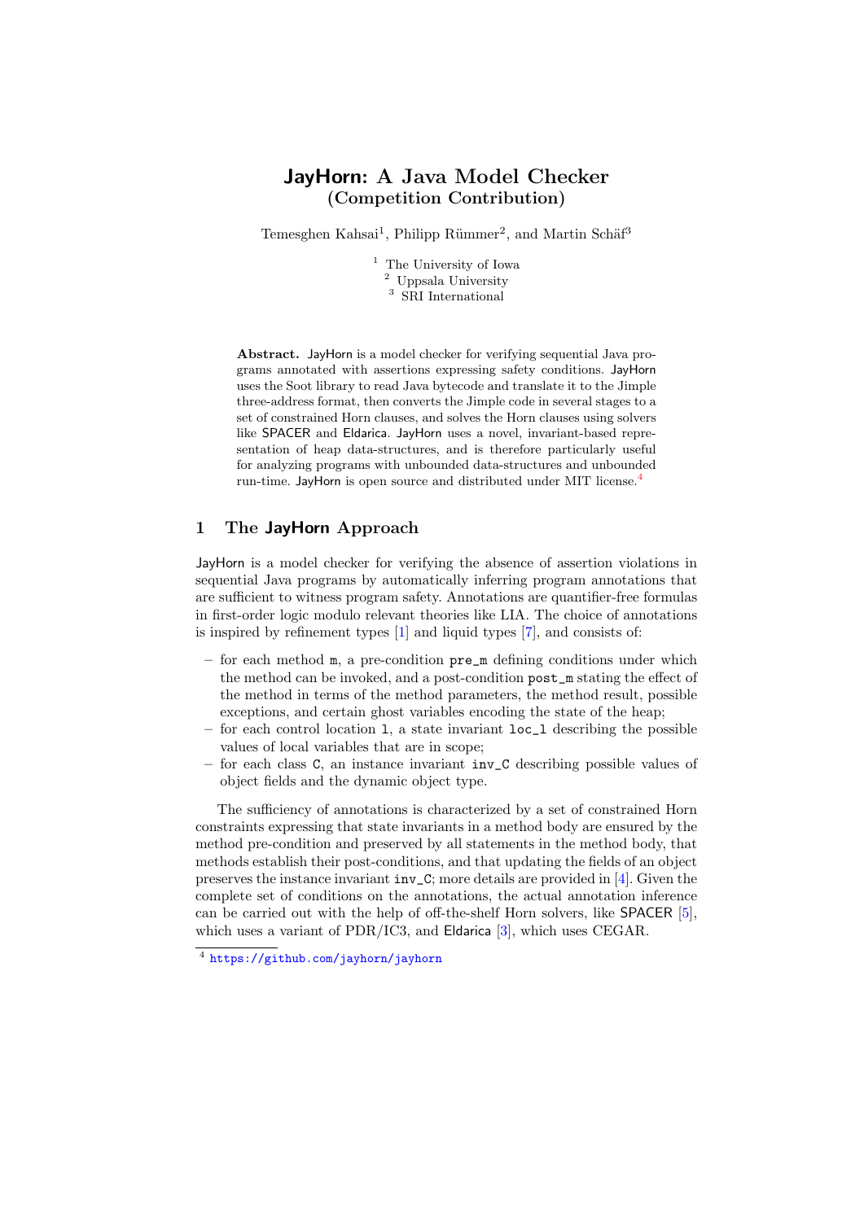# JayHorn: A Java Model Checker
## (Competition Contribution)

Temesghen Kahsai[1], Philipp Rümmer[2], and Martin Schäf[3]

[1] The University of Iowa
[2] Uppsala University
[3] SRI International

**Abstract.** JayHorn is a model checker for verifying sequential Java programs annotated with assertions expressing safety conditions. JayHorn uses the Soot library to read Java bytecode and translate it to the Jimple three-address format, then converts the Jimple code in several stages to a set of constrained Horn clauses, and solves the Horn clauses using solvers like SPACER and Eldarica. JayHorn uses a novel, invariant-based representation of heap data-structures, and is therefore particularly useful for analyzing programs with unbounded data-structures and unbounded run-time. JayHorn is open source and distributed under MIT license.[4]

## 1 The JayHorn Approach

JayHorn is a model checker for verifying the absence of assertion violations in sequential Java programs by automatically inferring program annotations that are sufficient to witness program safety. Annotations are quantifier-free formulas in first-order logic modulo relevant theories like LIA. The choice of annotations is inspired by refinement types [1] and liquid types [7], and consists of:

- for each method `m`, a pre-condition `pre_m` defining conditions under which the method can be invoked, and a post-condition `post_m` stating the effect of the method in terms of the method parameters, the method result, possible exceptions, and certain ghost variables encoding the state of the heap;
- for each control location `l`, a state invariant `loc_l` describing the possible values of local variables that are in scope;
- for each class `C`, an instance invariant `inv_C` describing possible values of object fields and the dynamic object type.

The sufficiency of annotations is characterized by a set of constrained Horn constraints expressing that state invariants in a method body are ensured by the method pre-condition and preserved by all statements in the method body, that methods establish their post-conditions, and that updating the fields of an object preserves the instance invariant `inv_C`; more details are provided in [4]. Given the complete set of conditions on the annotations, the actual annotation inference can be carried out with the help of off-the-shelf Horn solvers, like SPACER [5], which uses a variant of PDR/IC3, and Eldarica [3], which uses CEGAR.

[4] https://github.com/jayhorn/jayhorn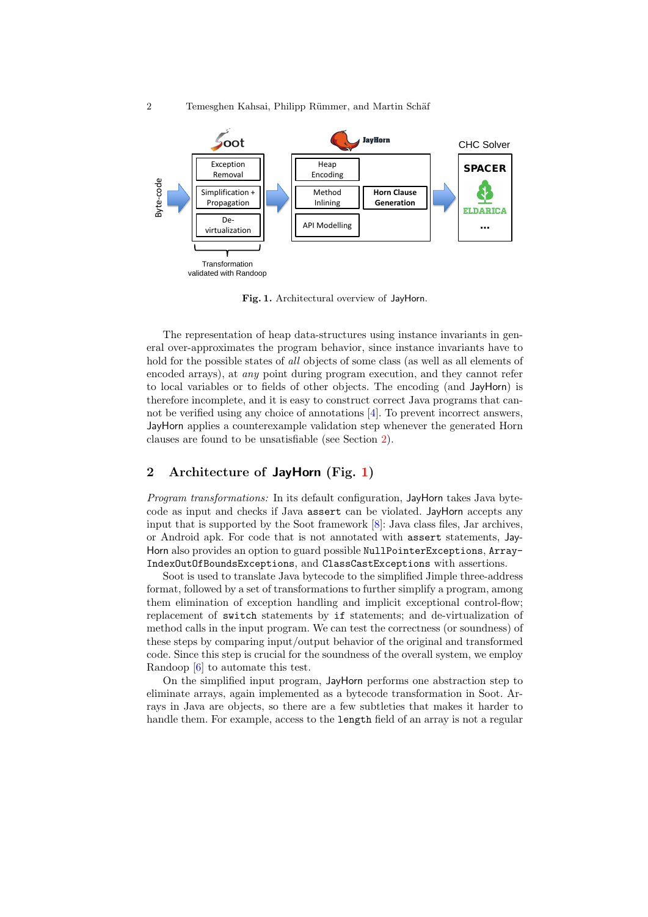Fig. 1. Architectural overview of JayHorn.

The representation of heap data-structures using instance invariants in general over-approximates the program behavior, since instance invariants have to hold for the possible states of *all* objects of some class (as well as all elements of encoded arrays), at *any* point during program execution, and they cannot refer to local variables or to fields of other objects. The encoding (and JayHorn) is therefore incomplete, and it is easy to construct correct Java programs that cannot be verified using any choice of annotations [4]. To prevent incorrect answers, JayHorn applies a counterexample validation step whenever the generated Horn clauses are found to be unsatisfiable (see Section 2).

## 2 Architecture of JayHorn (Fig. 1)

*Program transformations:* In its default configuration, JayHorn takes Java bytecode as input and checks if Java `assert` can be violated. JayHorn accepts any input that is supported by the Soot framework [8]: Java class files, Jar archives, or Android apk. For code that is not annotated with `assert` statements, JayHorn also provides an option to guard possible `NullPointerExceptions`, `ArrayIndexOutOfBoundsExceptions`, and `ClassCastExceptions` with assertions.

Soot is used to translate Java bytecode to the simplified Jimple three-address format, followed by a set of transformations to further simplify a program, among them elimination of exception handling and implicit exceptional control-flow; replacement of `switch` statements by `if` statements; and de-virtualization of method calls in the input program. We can test the correctness (or soundness) of these steps by comparing input/output behavior of the original and transformed code. Since this step is crucial for the soundness of the overall system, we employ Randoop [6] to automate this test.

On the simplified input program, JayHorn performs one abstraction step to eliminate arrays, again implemented as a bytecode transformation in Soot. Arrays in Java are objects, so there are a few subtleties that makes it harder to handle them. For example, access to the `length` field of an array is not a regular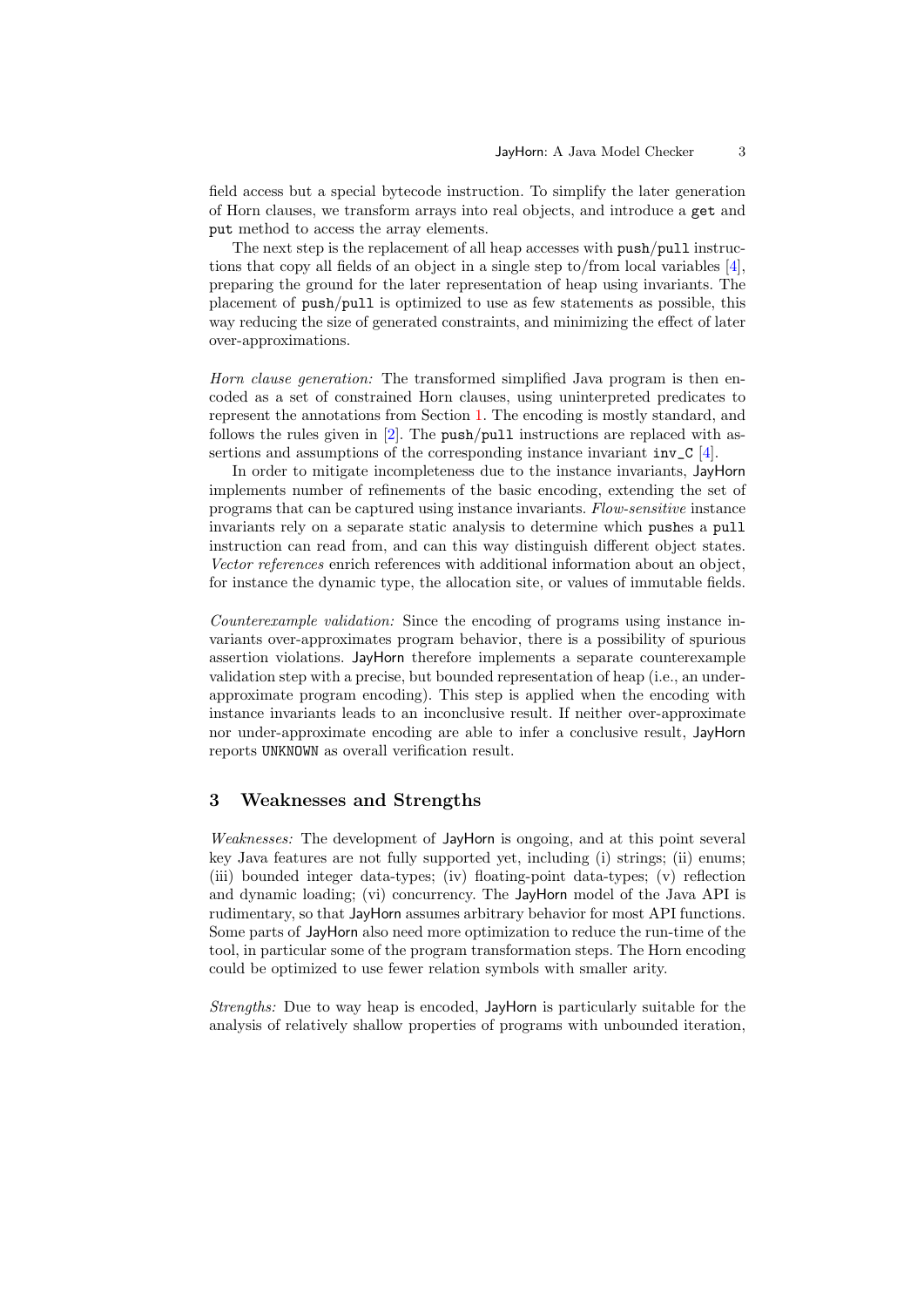field access but a special bytecode instruction. To simplify the later generation of Horn clauses, we transform arrays into real objects, and introduce a `get` and `put` method to access the array elements.

The next step is the replacement of all heap accesses with `push`/`pull` instructions that copy all fields of an object in a single step to/from local variables [4], preparing the ground for the later representation of heap using invariants. The placement of `push`/`pull` is optimized to use as few statements as possible, this way reducing the size of generated constraints, and minimizing the effect of later over-approximations.

*Horn clause generation:* The transformed simplified Java program is then encoded as a set of constrained Horn clauses, using uninterpreted predicates to represent the annotations from Section 1. The encoding is mostly standard, and follows the rules given in [2]. The `push`/`pull` instructions are replaced with assertions and assumptions of the corresponding instance invariant `inv_C` [4].

In order to mitigate incompleteness due to the instance invariants, JayHorn implements number of refinements of the basic encoding, extending the set of programs that can be captured using instance invariants. *Flow-sensitive* instance invariants rely on a separate static analysis to determine which `push`es a `pull` instruction can read from, and can this way distinguish different object states. *Vector references* enrich references with additional information about an object, for instance the dynamic type, the allocation site, or values of immutable fields.

*Counterexample validation:* Since the encoding of programs using instance invariants over-approximates program behavior, there is a possibility of spurious assertion violations. JayHorn therefore implements a separate counterexample validation step with a precise, but bounded representation of heap (i.e., an under-approximate program encoding). This step is applied when the encoding with instance invariants leads to an inconclusive result. If neither over-approximate nor under-approximate encoding are able to infer a conclusive result, JayHorn reports `UNKNOWN` as overall verification result.

## 3 Weaknesses and Strengths

*Weaknesses:* The development of JayHorn is ongoing, and at this point several key Java features are not fully supported yet, including (i) strings; (ii) enums; (iii) bounded integer data-types; (iv) floating-point data-types; (v) reflection and dynamic loading; (vi) concurrency. The JayHorn model of the Java API is rudimentary, so that JayHorn assumes arbitrary behavior for most API functions. Some parts of JayHorn also need more optimization to reduce the run-time of the tool, in particular some of the program transformation steps. The Horn encoding could be optimized to use fewer relation symbols with smaller arity.

*Strengths:* Due to way heap is encoded, JayHorn is particularly suitable for the analysis of relatively shallow properties of programs with unbounded iteration,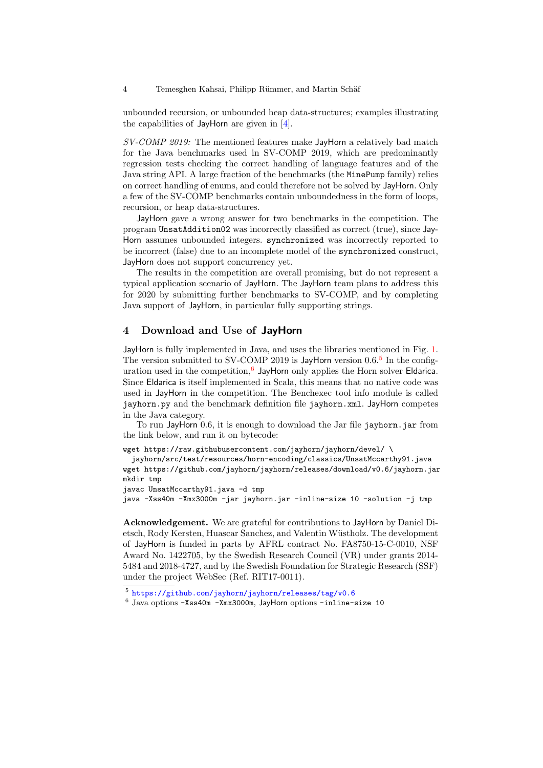unbounded recursion, or unbounded heap data-structures; examples illustrating the capabilities of JayHorn are given in [4].

*SV-COMP 2019:* The mentioned features make JayHorn a relatively bad match for the Java benchmarks used in SV-COMP 2019, which are predominantly regression tests checking the correct handling of language features and of the Java string API. A large fraction of the benchmarks (the `MinePump` family) relies on correct handling of enums, and could therefore not be solved by JayHorn. Only a few of the SV-COMP benchmarks contain unboundedness in the form of loops, recursion, or heap data-structures.

JayHorn gave a wrong answer for two benchmarks in the competition. The program `UnsatAddition02` was incorrectly classified as correct (true), since JayHorn assumes unbounded integers. `synchronized` was incorrectly reported to be incorrect (false) due to an incomplete model of the `synchronized` construct, JayHorn does not support concurrency yet.

The results in the competition are overall promising, but do not represent a typical application scenario of JayHorn. The JayHorn team plans to address this for 2020 by submitting further benchmarks to SV-COMP, and by completing Java support of JayHorn, in particular fully supporting strings.

## 4 Download and Use of JayHorn

JayHorn is fully implemented in Java, and uses the libraries mentioned in Fig. 1. The version submitted to SV-COMP 2019 is JayHorn version 0.6.[5] In the configuration used in the competition,[6] JayHorn only applies the Horn solver Eldarica. Since Eldarica is itself implemented in Scala, this means that no native code was used in JayHorn in the competition. The Benchexec tool info module is called `jayhorn.py` and the benchmark definition file `jayhorn.xml`. JayHorn competes in the Java category.

To run JayHorn 0.6, it is enough to download the Jar file `jayhorn.jar` from the link below, and run it on bytecode:

```
wget https://raw.githubusercontent.com/jayhorn/jayhorn/devel/ \
  jayhorn/src/test/resources/horn-encoding/classics/UnsatMccarthy91.java
wget https://github.com/jayhorn/jayhorn/releases/download/v0.6/jayhorn.jar
mkdir tmp
javac UnsatMccarthy91.java -d tmp
java -Xss40m -Xmx3000m -jar jayhorn.jar -inline-size 10 -solution -j tmp
```

**Acknowledgement.** We are grateful for contributions to JayHorn by Daniel Dietsch, Rody Kersten, Huascar Sanchez, and Valentin Wüstholz. The development of JayHorn is funded in parts by AFRL contract No. FA8750-15-C-0010, NSF Award No. 1422705, by the Swedish Research Council (VR) under grants 2014-5484 and 2018-4727, and by the Swedish Foundation for Strategic Research (SSF) under the project WebSec (Ref. RIT17-0011).

[5] https://github.com/jayhorn/jayhorn/releases/tag/v0.6

[6] Java options `-Xss40m -Xmx3000m`, JayHorn options `-inline-size 10`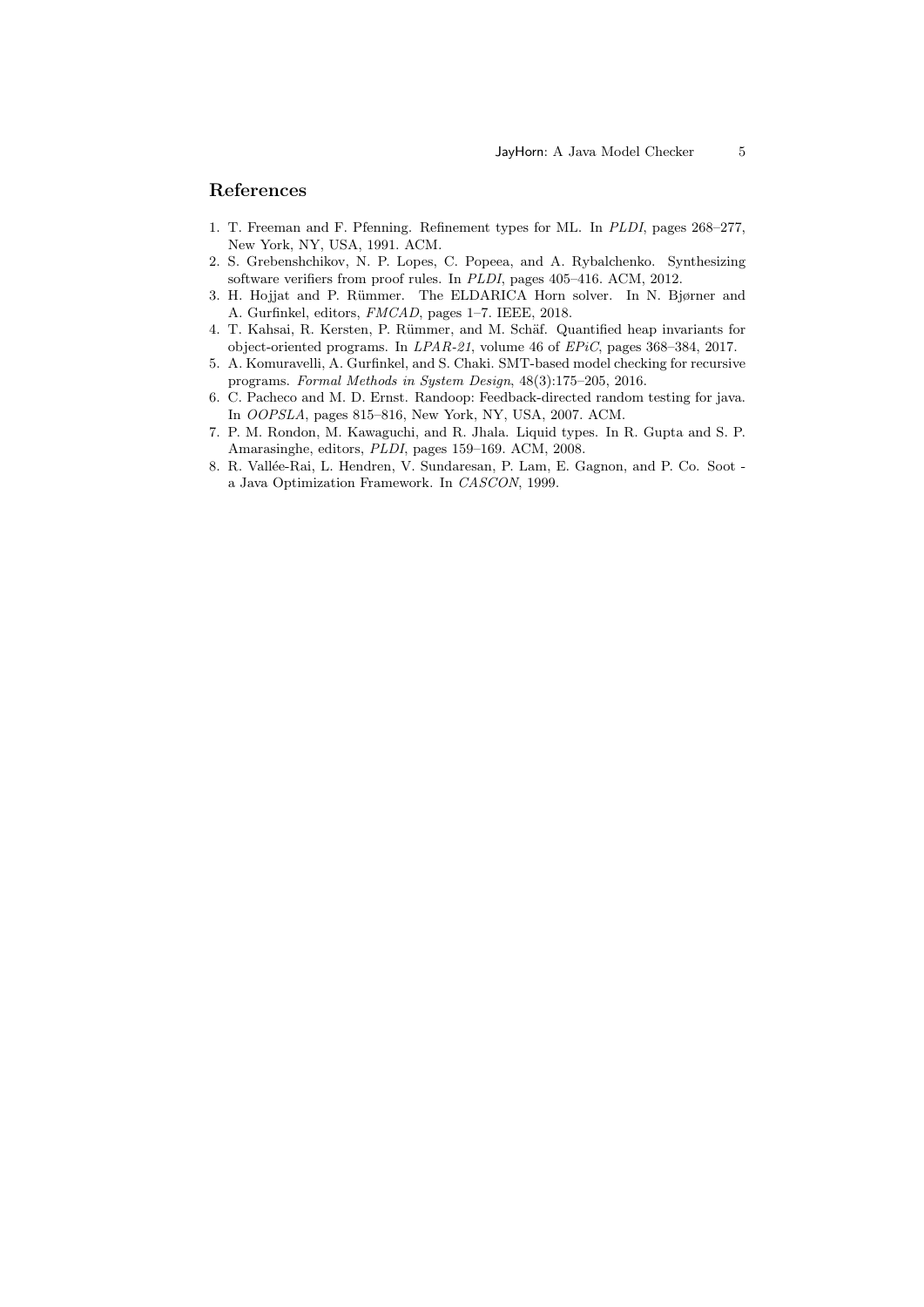## References

1. T. Freeman and F. Pfenning. Refinement types for ML. In *PLDI*, pages 268–277, New York, NY, USA, 1991. ACM.
2. S. Grebenshchikov, N. P. Lopes, C. Popeea, and A. Rybalchenko. Synthesizing software verifiers from proof rules. In *PLDI*, pages 405–416. ACM, 2012.
3. H. Hojjat and P. Rümmer. The ELDARICA Horn solver. In N. Bjørner and A. Gurfinkel, editors, *FMCAD*, pages 1–7. IEEE, 2018.
4. T. Kahsai, R. Kersten, P. Rümmer, and M. Schäf. Quantified heap invariants for object-oriented programs. In *LPAR-21*, volume 46 of *EPiC*, pages 368–384, 2017.
5. A. Komuravelli, A. Gurfinkel, and S. Chaki. SMT-based model checking for recursive programs. *Formal Methods in System Design*, 48(3):175–205, 2016.
6. C. Pacheco and M. D. Ernst. Randoop: Feedback-directed random testing for java. In *OOPSLA*, pages 815–816, New York, NY, USA, 2007. ACM.
7. P. M. Rondon, M. Kawaguchi, and R. Jhala. Liquid types. In R. Gupta and S. P. Amarasinghe, editors, *PLDI*, pages 159–169. ACM, 2008.
8. R. Vallée-Rai, L. Hendren, V. Sundaresan, P. Lam, E. Gagnon, and P. Co. Soot - a Java Optimization Framework. In *CASCON*, 1999.